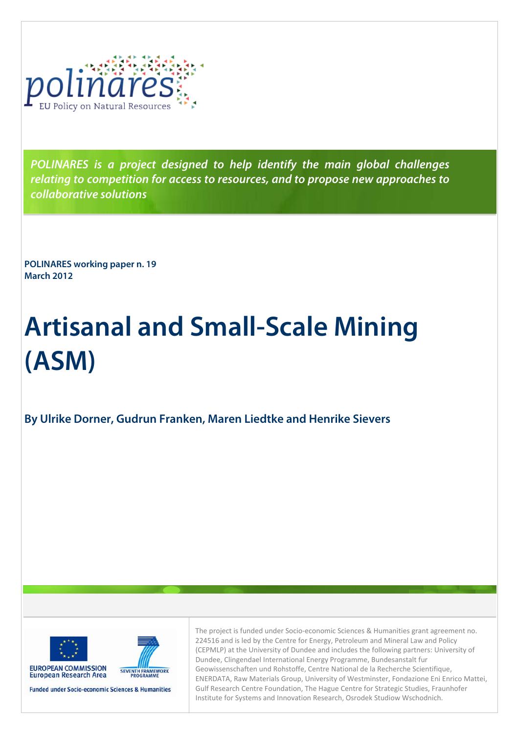polinares

EU Policy on Natural Resources

*POLINARES is a project designed to help identify the main global challenges relating to competition for access to resources, and to propose new approaches to collaborative solutions*

**POLINARES working paper n. 19**
**March 2012**

# Artisanal and Small-Scale Mining (ASM)

## By Ulrike Dorner, Gudrun Franken, Maren Liedtke and Henrike Sievers

EUROPEAN COMMISSION
European Research Area

SEVENTH FRAMEWORK PROGRAMME

Funded under Socio-economic Sciences & Humanities

The project is funded under Socio-economic Sciences & Humanities grant agreement no. 224516 and is led by the Centre for Energy, Petroleum and Mineral Law and Policy (CEPMLP) at the University of Dundee and includes the following partners: University of Dundee, Clingendael International Energy Programme, Bundesanstalt fur Geowissenschaften und Rohstoffe, Centre National de la Recherche Scientifique, ENERDATA, Raw Materials Group, University of Westminster, Fondazione Eni Enrico Mattei, Gulf Research Centre Foundation, The Hague Centre for Strategic Studies, Fraunhofer Institute for Systems and Innovation Research, Osrodek Studiow Wschodnich.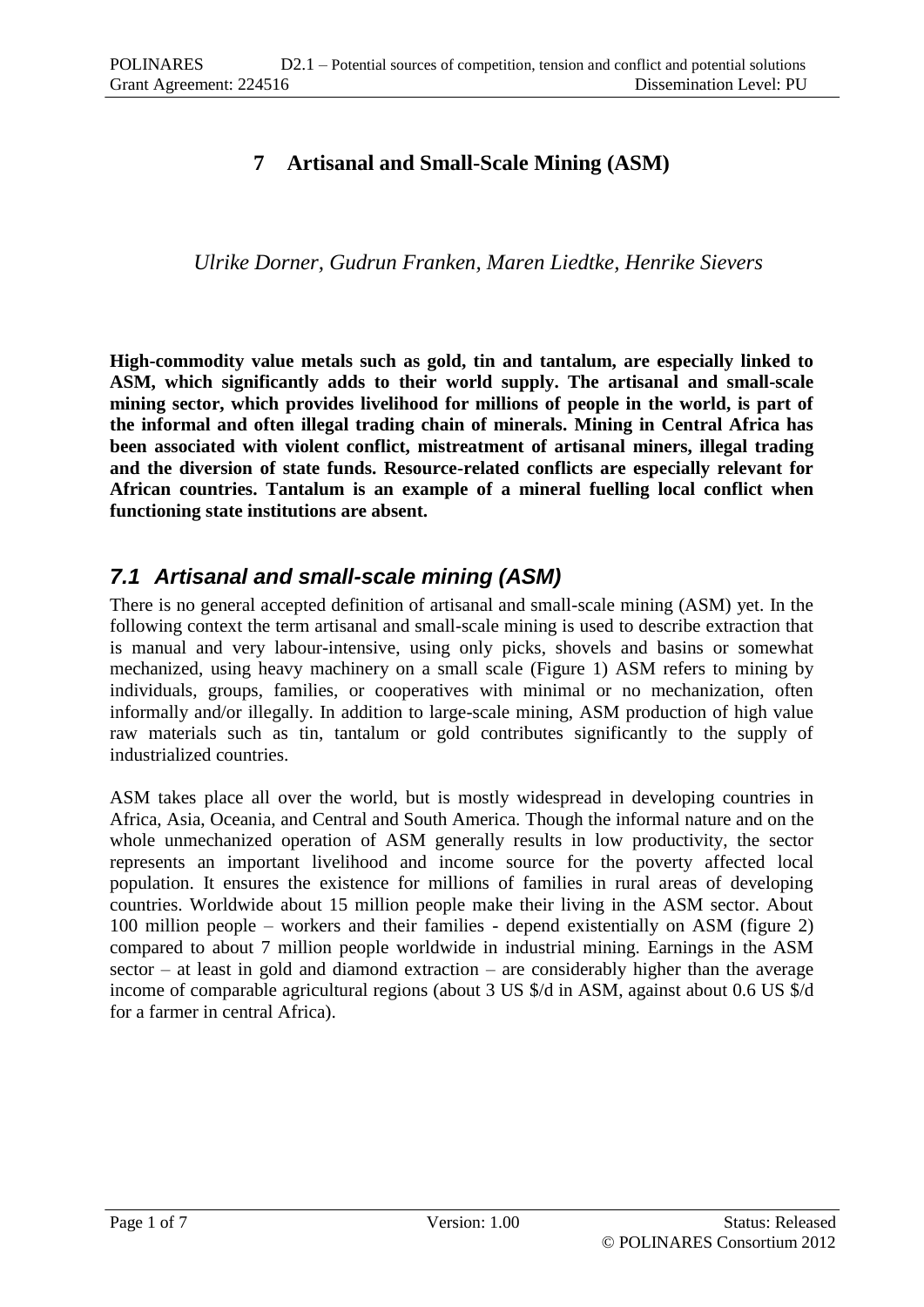# 7 Artisanal and Small-Scale Mining (ASM)

*Ulrike Dorner, Gudrun Franken, Maren Liedtke, Henrike Sievers*

**High-commodity value metals such as gold, tin and tantalum, are especially linked to ASM, which significantly adds to their world supply. The artisanal and small-scale mining sector, which provides livelihood for millions of people in the world, is part of the informal and often illegal trading chain of minerals. Mining in Central Africa has been associated with violent conflict, mistreatment of artisanal miners, illegal trading and the diversion of state funds. Resource-related conflicts are especially relevant for African countries. Tantalum is an example of a mineral fuelling local conflict when functioning state institutions are absent.**

## *7.1 Artisanal and small-scale mining (ASM)*

There is no general accepted definition of artisanal and small-scale mining (ASM) yet. In the following context the term artisanal and small-scale mining is used to describe extraction that is manual and very labour-intensive, using only picks, shovels and basins or somewhat mechanized, using heavy machinery on a small scale (Figure 1) ASM refers to mining by individuals, groups, families, or cooperatives with minimal or no mechanization, often informally and/or illegally. In addition to large-scale mining, ASM production of high value raw materials such as tin, tantalum or gold contributes significantly to the supply of industrialized countries.

ASM takes place all over the world, but is mostly widespread in developing countries in Africa, Asia, Oceania, and Central and South America. Though the informal nature and on the whole unmechanized operation of ASM generally results in low productivity, the sector represents an important livelihood and income source for the poverty affected local population. It ensures the existence for millions of families in rural areas of developing countries. Worldwide about 15 million people make their living in the ASM sector. About 100 million people – workers and their families - depend existentially on ASM (figure 2) compared to about 7 million people worldwide in industrial mining. Earnings in the ASM sector – at least in gold and diamond extraction – are considerably higher than the average income of comparable agricultural regions (about 3 US $/d in ASM, against about 0.6 US $/d for a farmer in central Africa).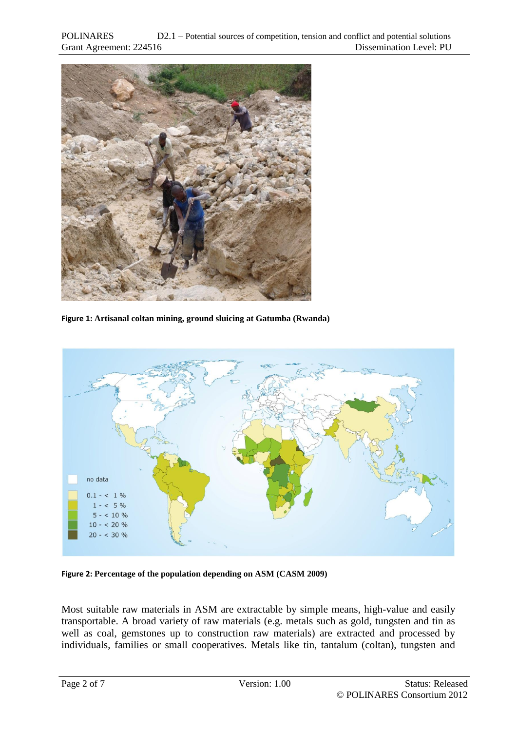**Figure 1: Artisanal coltan mining, ground sluicing at Gatumba (Rwanda)**

**Figure 2: Percentage of the population depending on ASM (CASM 2009)**

Most suitable raw materials in ASM are extractable by simple means, high-value and easily transportable. A broad variety of raw materials (e.g. metals such as gold, tungsten and tin as well as coal, gemstones up to construction raw materials) are extracted and processed by individuals, families or small cooperatives. Metals like tin, tantalum (coltan), tungsten and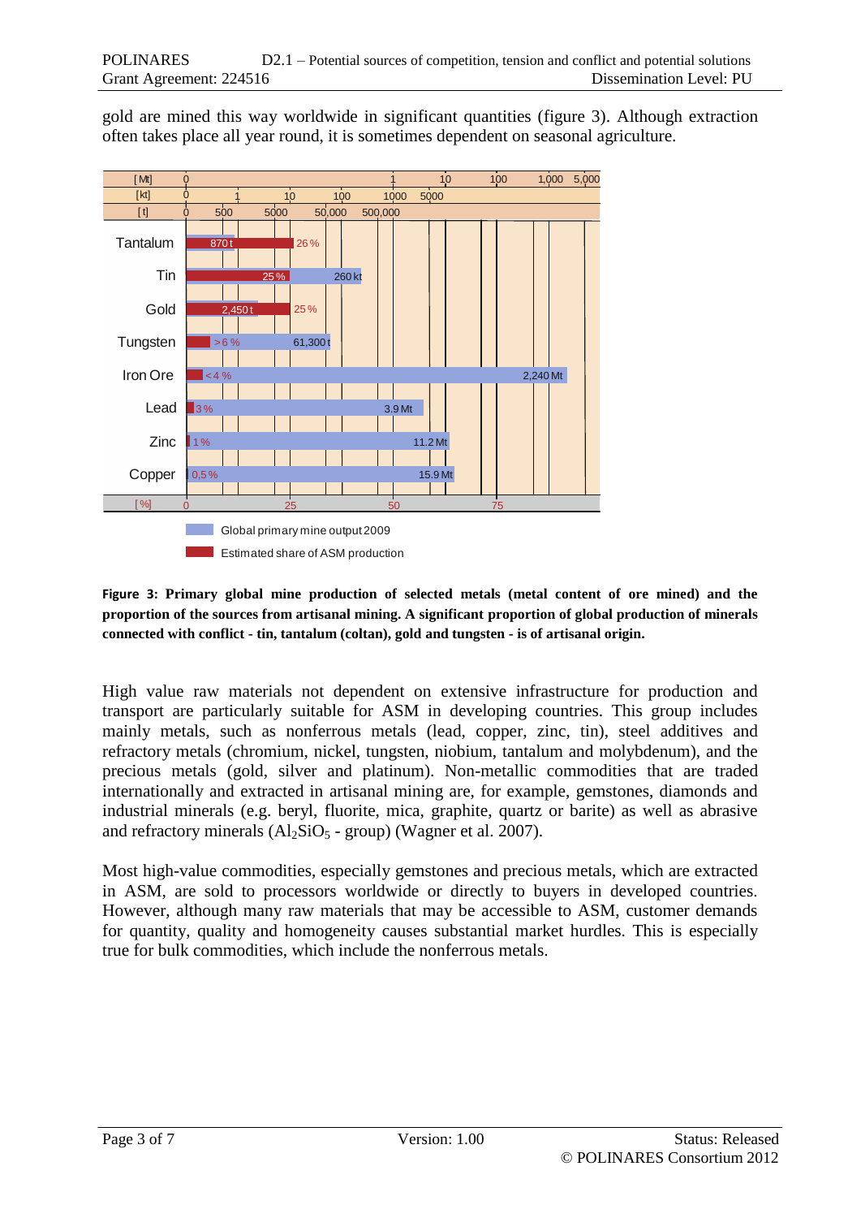gold are mined this way worldwide in significant quantities (figure 3). Although extraction often takes place all year round, it is sometimes dependent on seasonal agriculture.

**Figure 3: Primary global mine production of selected metals (metal content of ore mined) and the proportion of the sources from artisanal mining. A significant proportion of global production of minerals connected with conflict - tin, tantalum (coltan), gold and tungsten - is of artisanal origin.**

High value raw materials not dependent on extensive infrastructure for production and transport are particularly suitable for ASM in developing countries. This group includes mainly metals, such as nonferrous metals (lead, copper, zinc, tin), steel additives and refractory metals (chromium, nickel, tungsten, niobium, tantalum and molybdenum), and the precious metals (gold, silver and platinum). Non-metallic commodities that are traded internationally and extracted in artisanal mining are, for example, gemstones, diamonds and industrial minerals (e.g. beryl, fluorite, mica, graphite, quartz or barite) as well as abrasive and refractory minerals ($Al_2SiO_5$ - group) (Wagner et al. 2007).

Most high-value commodities, especially gemstones and precious metals, which are extracted in ASM, are sold to processors worldwide or directly to buyers in developed countries. However, although many raw materials that may be accessible to ASM, customer demands for quantity, quality and homogeneity causes substantial market hurdles. This is especially true for bulk commodities, which include the nonferrous metals.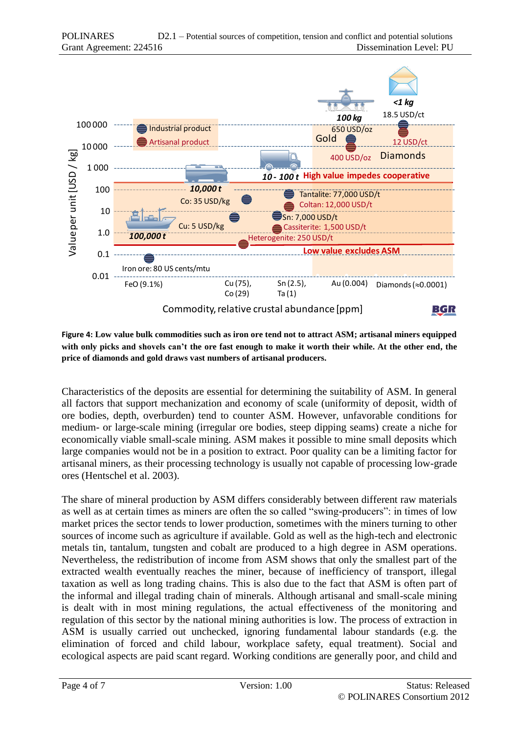**Figure 4: Low value bulk commodities such as iron ore tend not to attract ASM; artisanal miners equipped with only picks and shovels can't the ore fast enough to make it worth their while. At the other end, the price of diamonds and gold draws vast numbers of artisanal producers.**

Characteristics of the deposits are essential for determining the suitability of ASM. In general all factors that support mechanization and economy of scale (uniformity of deposit, width of ore bodies, depth, overburden) tend to counter ASM. However, unfavorable conditions for medium- or large-scale mining (irregular ore bodies, steep dipping seams) create a niche for economically viable small-scale mining. ASM makes it possible to mine small deposits which large companies would not be in a position to extract. Poor quality can be a limiting factor for artisanal miners, as their processing technology is usually not capable of processing low-grade ores (Hentschel et al. 2003).

The share of mineral production by ASM differs considerably between different raw materials as well as at certain times as miners are often the so called "swing-producers": in times of low market prices the sector tends to lower production, sometimes with the miners turning to other sources of income such as agriculture if available. Gold as well as the high-tech and electronic metals tin, tantalum, tungsten and cobalt are produced to a high degree in ASM operations. Nevertheless, the redistribution of income from ASM shows that only the smallest part of the extracted wealth eventually reaches the miner, because of inefficiency of transport, illegal taxation as well as long trading chains. This is also due to the fact that ASM is often part of the informal and illegal trading chain of minerals. Although artisanal and small-scale mining is dealt with in most mining regulations, the actual effectiveness of the monitoring and regulation of this sector by the national mining authorities is low. The process of extraction in ASM is usually carried out unchecked, ignoring fundamental labour standards (e.g. the elimination of forced and child labour, workplace safety, equal treatment). Social and ecological aspects are paid scant regard. Working conditions are generally poor, and child and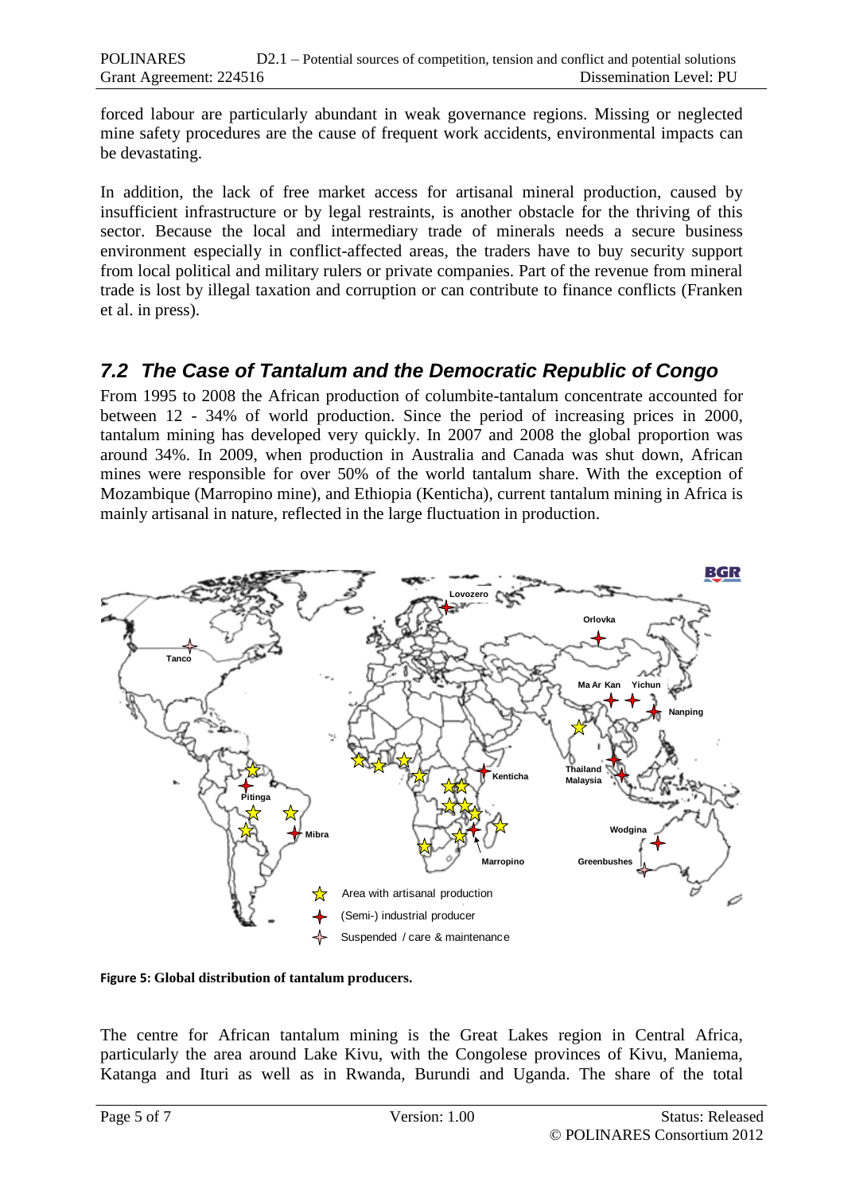forced labour are particularly abundant in weak governance regions. Missing or neglected mine safety procedures are the cause of frequent work accidents, environmental impacts can be devastating.

In addition, the lack of free market access for artisanal mineral production, caused by insufficient infrastructure or by legal restraints, is another obstacle for the thriving of this sector. Because the local and intermediary trade of minerals needs a secure business environment especially in conflict-affected areas, the traders have to buy security support from local political and military rulers or private companies. Part of the revenue from mineral trade is lost by illegal taxation and corruption or can contribute to finance conflicts (Franken et al. in press).

## *7.2 The Case of Tantalum and the Democratic Republic of Congo*

From 1995 to 2008 the African production of columbite-tantalum concentrate accounted for between 12 - 34% of world production. Since the period of increasing prices in 2000, tantalum mining has developed very quickly. In 2007 and 2008 the global proportion was around 34%. In 2009, when production in Australia and Canada was shut down, African mines were responsible for over 50% of the world tantalum share. With the exception of Mozambique (Marropino mine), and Ethiopia (Kenticha), current tantalum mining in Africa is mainly artisanal in nature, reflected in the large fluctuation in production.

**Figure 5: Global distribution of tantalum producers.**

The centre for African tantalum mining is the Great Lakes region in Central Africa, particularly the area around Lake Kivu, with the Congolese provinces of Kivu, Maniema, Katanga and Ituri as well as in Rwanda, Burundi and Uganda. The share of the total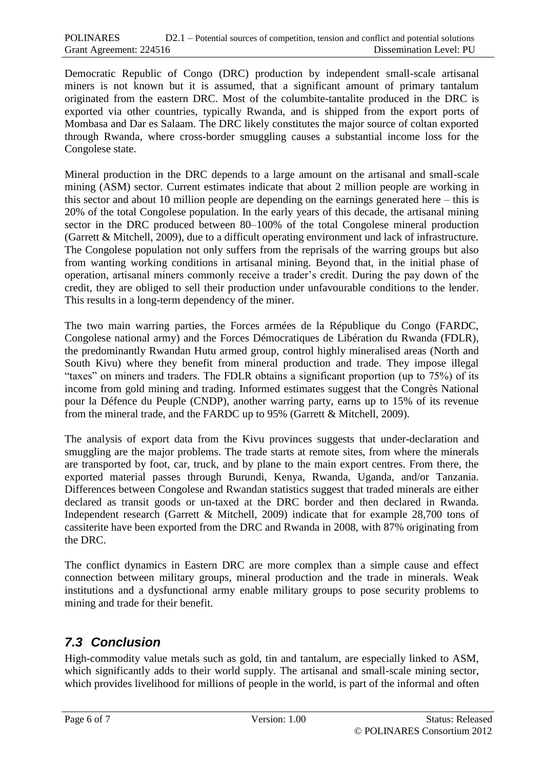Democratic Republic of Congo (DRC) production by independent small-scale artisanal miners is not known but it is assumed, that a significant amount of primary tantalum originated from the eastern DRC. Most of the columbite-tantalite produced in the DRC is exported via other countries, typically Rwanda, and is shipped from the export ports of Mombasa and Dar es Salaam. The DRC likely constitutes the major source of coltan exported through Rwanda, where cross-border smuggling causes a substantial income loss for the Congolese state.

Mineral production in the DRC depends to a large amount on the artisanal and small-scale mining (ASM) sector. Current estimates indicate that about 2 million people are working in this sector and about 10 million people are depending on the earnings generated here – this is 20% of the total Congolese population. In the early years of this decade, the artisanal mining sector in the DRC produced between 80–100% of the total Congolese mineral production (Garrett & Mitchell, 2009), due to a difficult operating environment und lack of infrastructure. The Congolese population not only suffers from the reprisals of the warring groups but also from wanting working conditions in artisanal mining. Beyond that, in the initial phase of operation, artisanal miners commonly receive a trader's credit. During the pay down of the credit, they are obliged to sell their production under unfavourable conditions to the lender. This results in a long-term dependency of the miner.

The two main warring parties, the Forces armées de la République du Congo (FARDC, Congolese national army) and the Forces Démocratiques de Libération du Rwanda (FDLR), the predominantly Rwandan Hutu armed group, control highly mineralised areas (North and South Kivu) where they benefit from mineral production and trade. They impose illegal "taxes" on miners and traders. The FDLR obtains a significant proportion (up to 75%) of its income from gold mining and trading. Informed estimates suggest that the Congrès National pour la Défence du Peuple (CNDP), another warring party, earns up to 15% of its revenue from the mineral trade, and the FARDC up to 95% (Garrett & Mitchell, 2009).

The analysis of export data from the Kivu provinces suggests that under-declaration and smuggling are the major problems. The trade starts at remote sites, from where the minerals are transported by foot, car, truck, and by plane to the main export centres. From there, the exported material passes through Burundi, Kenya, Rwanda, Uganda, and/or Tanzania. Differences between Congolese and Rwandan statistics suggest that traded minerals are either declared as transit goods or un-taxed at the DRC border and then declared in Rwanda. Independent research (Garrett & Mitchell, 2009) indicate that for example 28,700 tons of cassiterite have been exported from the DRC and Rwanda in 2008, with 87% originating from the DRC.

The conflict dynamics in Eastern DRC are more complex than a simple cause and effect connection between military groups, mineral production and the trade in minerals. Weak institutions and a dysfunctional army enable military groups to pose security problems to mining and trade for their benefit.

## *7.3 Conclusion*

High-commodity value metals such as gold, tin and tantalum, are especially linked to ASM, which significantly adds to their world supply. The artisanal and small-scale mining sector, which provides livelihood for millions of people in the world, is part of the informal and often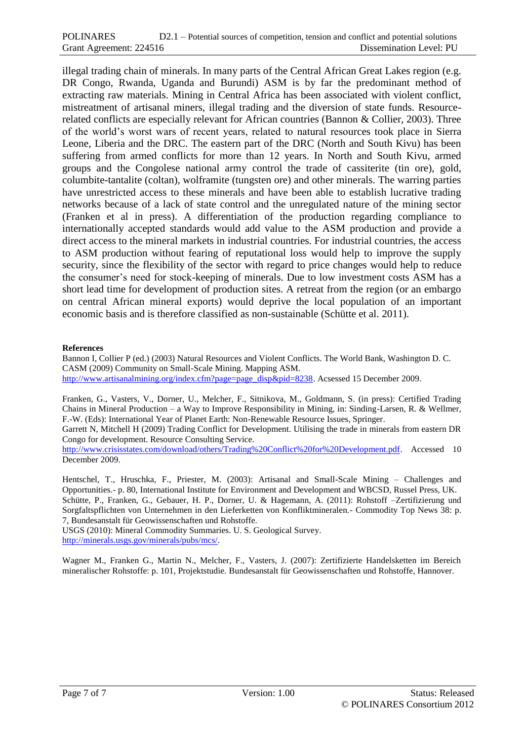illegal trading chain of minerals. In many parts of the Central African Great Lakes region (e.g. DR Congo, Rwanda, Uganda and Burundi) ASM is by far the predominant method of extracting raw materials. Mining in Central Africa has been associated with violent conflict, mistreatment of artisanal miners, illegal trading and the diversion of state funds. Resource-related conflicts are especially relevant for African countries (Bannon & Collier, 2003). Three of the world's worst wars of recent years, related to natural resources took place in Sierra Leone, Liberia and the DRC. The eastern part of the DRC (North and South Kivu) has been suffering from armed conflicts for more than 12 years. In North and South Kivu, armed groups and the Congolese national army control the trade of cassiterite (tin ore), gold, columbite-tantalite (coltan), wolframite (tungsten ore) and other minerals. The warring parties have unrestricted access to these minerals and have been able to establish lucrative trading networks because of a lack of state control and the unregulated nature of the mining sector (Franken et al in press). A differentiation of the production regarding compliance to internationally accepted standards would add value to the ASM production and provide a direct access to the mineral markets in industrial countries. For industrial countries, the access to ASM production without fearing of reputational loss would help to improve the supply security, since the flexibility of the sector with regard to price changes would help to reduce the consumer's need for stock-keeping of minerals. Due to low investment costs ASM has a short lead time for development of production sites. A retreat from the region (or an embargo on central African mineral exports) would deprive the local population of an important economic basis and is therefore classified as non-sustainable (Schütte et al. 2011).

**References**

Bannon I, Collier P (ed.) (2003) Natural Resources and Violent Conflicts. The World Bank, Washington D. C.

CASM (2009) Community on Small-Scale Mining. Mapping ASM. http://www.artisanalmining.org/index.cfm?page=page_disp&pid=8238. Acsessed 15 December 2009.

Franken, G., Vasters, V., Dorner, U., Melcher, F., Sitnikova, M., Goldmann, S. (in press): Certified Trading Chains in Mineral Production – a Way to Improve Responsibility in Mining, in: Sinding-Larsen, R. & Wellmer, F.-W. (Eds): International Year of Planet Earth: Non-Renewable Resource Issues, Springer.

Garrett N, Mitchell H (2009) Trading Conflict for Development. Utilising the trade in minerals from eastern DR Congo for development. Resource Consulting Service. http://www.crisisstates.com/download/others/Trading%20Conflict%20for%20Development.pdf. Accessed 10 December 2009.

Hentschel, T., Hruschka, F., Priester, M. (2003): Artisanal and Small-Scale Mining – Challenges and Opportunities.- p. 80, International Institute for Environment and Development and WBCSD, Russel Press, UK.

Schütte, P., Franken, G., Gebauer, H. P., Dorner, U. & Hagemann, A. (2011): Rohstoff –Zertifizierung und Sorgfaltspflichten von Unternehmen in den Lieferketten von Konfliktmineralen.- Commodity Top News 38: p. 7, Bundesanstalt für Geowissenschaften und Rohstoffe.

USGS (2010): Mineral Commodity Summaries. U. S. Geological Survey. http://minerals.usgs.gov/minerals/pubs/mcs/.

Wagner M., Franken G., Martin N., Melcher, F., Vasters, J. (2007): Zertifizierte Handelsketten im Bereich mineralischer Rohstoffe: p. 101, Projektstudie. Bundesanstalt für Geowissenschaften und Rohstoffe, Hannover.